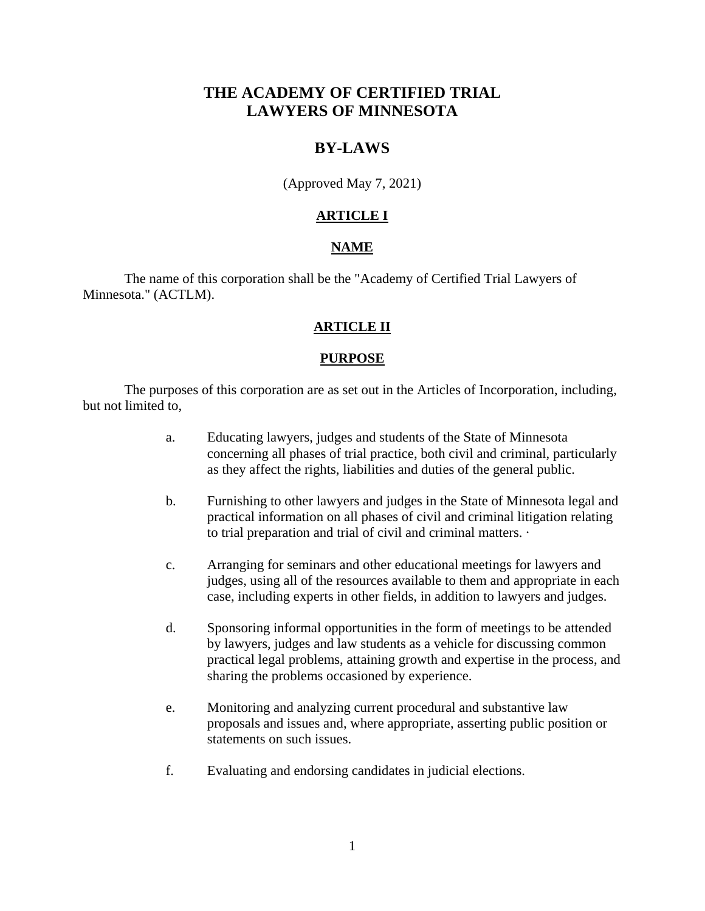# THE ACADEMY OF CERTIFIED TRIAL LAWYERS OF MINNESOTA

## BY-LAWS

(Approved May 7, 2021)

### ARTICLE I

### NAME

The name of this corporation shall be the "Academy of Certified Trial Lawyers of Minnesota." (ACTLM).

### ARTICLE II

### PURPOSE

The purposes of this corporation are as set out in the Articles of Incorporation, including, but not limited to,

a. Educating lawyers, judges and students of the State of Minnesota concerning all phases of trial practice, both civil and criminal, particularly as they affect the rights, liabilities and duties of the general public.

b. Furnishing to other lawyers and judges in the State of Minnesota legal and practical information on all phases of civil and criminal litigation relating to trial preparation and trial of civil and criminal matters. ·

c. Arranging for seminars and other educational meetings for lawyers and judges, using all of the resources available to them and appropriate in each case, including experts in other fields, in addition to lawyers and judges.

d. Sponsoring informal opportunities in the form of meetings to be attended by lawyers, judges and law students as a vehicle for discussing common practical legal problems, attaining growth and expertise in the process, and sharing the problems occasioned by experience.

e. Monitoring and analyzing current procedural and substantive law proposals and issues and, where appropriate, asserting public position or statements on such issues.

f. Evaluating and endorsing candidates in judicial elections.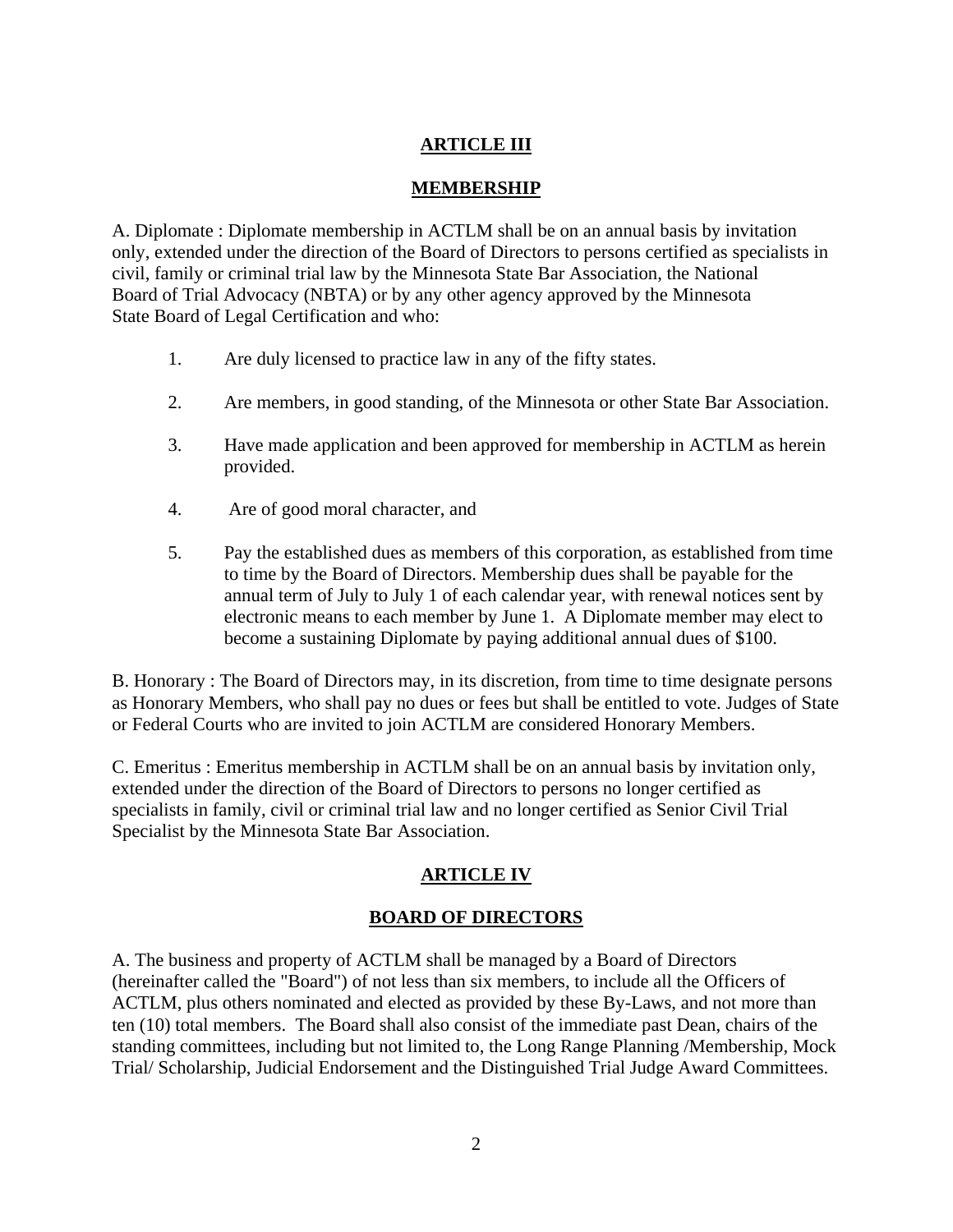## ARTICLE III

## MEMBERSHIP

A. Diplomate : Diplomate membership in ACTLM shall be on an annual basis by invitation only, extended under the direction of the Board of Directors to persons certified as specialists in civil, family or criminal trial law by the Minnesota State Bar Association, the National Board of Trial Advocacy (NBTA) or by any other agency approved by the Minnesota State Board of Legal Certification and who:

1. Are duly licensed to practice law in any of the fifty states.
2. Are members, in good standing, of the Minnesota or other State Bar Association.
3. Have made application and been approved for membership in ACTLM as herein provided.
4. Are of good moral character, and
5. Pay the established dues as members of this corporation, as established from time to time by the Board of Directors. Membership dues shall be payable for the annual term of July to July 1 of each calendar year, with renewal notices sent by electronic means to each member by June 1. A Diplomate member may elect to become a sustaining Diplomate by paying additional annual dues of $100.

B. Honorary : The Board of Directors may, in its discretion, from time to time designate persons as Honorary Members, who shall pay no dues or fees but shall be entitled to vote. Judges of State or Federal Courts who are invited to join ACTLM are considered Honorary Members.

C. Emeritus : Emeritus membership in ACTLM shall be on an annual basis by invitation only, extended under the direction of the Board of Directors to persons no longer certified as specialists in family, civil or criminal trial law and no longer certified as Senior Civil Trial Specialist by the Minnesota State Bar Association.

## ARTICLE IV

## BOARD OF DIRECTORS

A. The business and property of ACTLM shall be managed by a Board of Directors (hereinafter called the "Board") of not less than six members, to include all the Officers of ACTLM, plus others nominated and elected as provided by these By-Laws, and not more than ten (10) total members. The Board shall also consist of the immediate past Dean, chairs of the standing committees, including but not limited to, the Long Range Planning /Membership, Mock Trial/ Scholarship, Judicial Endorsement and the Distinguished Trial Judge Award Committees.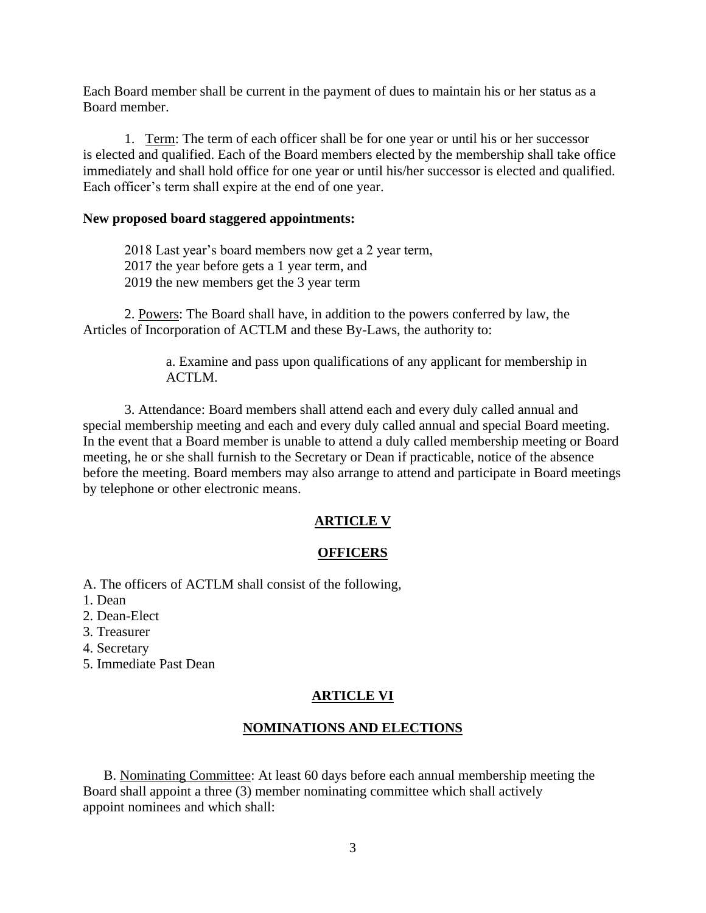Each Board member shall be current in the payment of dues to maintain his or her status as a Board member.

1. Term: The term of each officer shall be for one year or until his or her successor is elected and qualified. Each of the Board members elected by the membership shall take office immediately and shall hold office for one year or until his/her successor is elected and qualified. Each officer's term shall expire at the end of one year.

**New proposed board staggered appointments:**

2018 Last year's board members now get a 2 year term,
2017 the year before gets a 1 year term, and
2019 the new members get the 3 year term

2. Powers: The Board shall have, in addition to the powers conferred by law, the Articles of Incorporation of ACTLM and these By-Laws, the authority to:

a. Examine and pass upon qualifications of any applicant for membership in ACTLM.

3. Attendance: Board members shall attend each and every duly called annual and special membership meeting and each and every duly called annual and special Board meeting. In the event that a Board member is unable to attend a duly called membership meeting or Board meeting, he or she shall furnish to the Secretary or Dean if practicable, notice of the absence before the meeting. Board members may also arrange to attend and participate in Board meetings by telephone or other electronic means.

## ARTICLE V

## OFFICERS

A. The officers of ACTLM shall consist of the following,
1. Dean
2. Dean-Elect
3. Treasurer
4. Secretary
5. Immediate Past Dean

## ARTICLE VI

## NOMINATIONS AND ELECTIONS

B. Nominating Committee: At least 60 days before each annual membership meeting the Board shall appoint a three (3) member nominating committee which shall actively appoint nominees and which shall: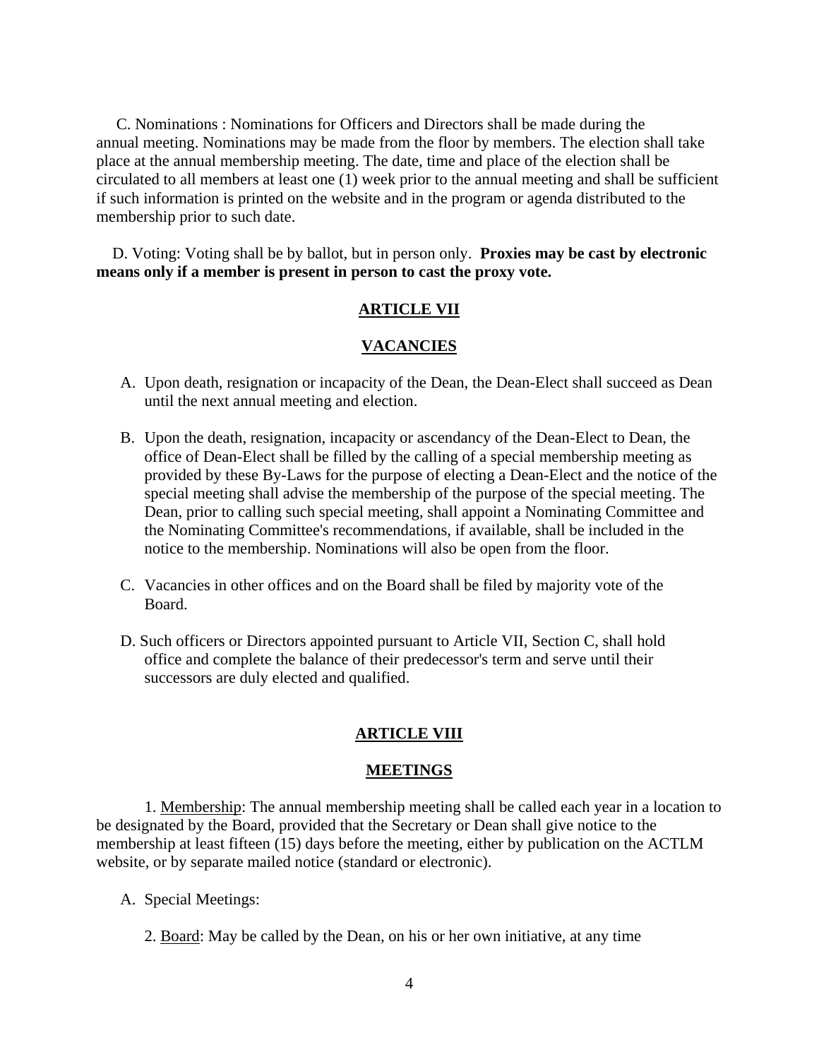C. Nominations : Nominations for Officers and Directors shall be made during the annual meeting. Nominations may be made from the floor by members. The election shall take place at the annual membership meeting. The date, time and place of the election shall be circulated to all members at least one (1) week prior to the annual meeting and shall be sufficient if such information is printed on the website and in the program or agenda distributed to the membership prior to such date.

D. Voting: Voting shall be by ballot, but in person only. **Proxies may be cast by electronic means only if a member is present in person to cast the proxy vote.**

## ARTICLE VII

## VACANCIES

A. Upon death, resignation or incapacity of the Dean, the Dean-Elect shall succeed as Dean until the next annual meeting and election.

B. Upon the death, resignation, incapacity or ascendancy of the Dean-Elect to Dean, the office of Dean-Elect shall be filled by the calling of a special membership meeting as provided by these By-Laws for the purpose of electing a Dean-Elect and the notice of the special meeting shall advise the membership of the purpose of the special meeting. The Dean, prior to calling such special meeting, shall appoint a Nominating Committee and the Nominating Committee's recommendations, if available, shall be included in the notice to the membership. Nominations will also be open from the floor.

C. Vacancies in other offices and on the Board shall be filed by majority vote of the Board.

D. Such officers or Directors appointed pursuant to Article VII, Section C, shall hold office and complete the balance of their predecessor's term and serve until their successors are duly elected and qualified.

## ARTICLE VIII

## MEETINGS

1. Membership: The annual membership meeting shall be called each year in a location to be designated by the Board, provided that the Secretary or Dean shall give notice to the membership at least fifteen (15) days before the meeting, either by publication on the ACTLM website, or by separate mailed notice (standard or electronic).

A. Special Meetings:

2. Board: May be called by the Dean, on his or her own initiative, at any time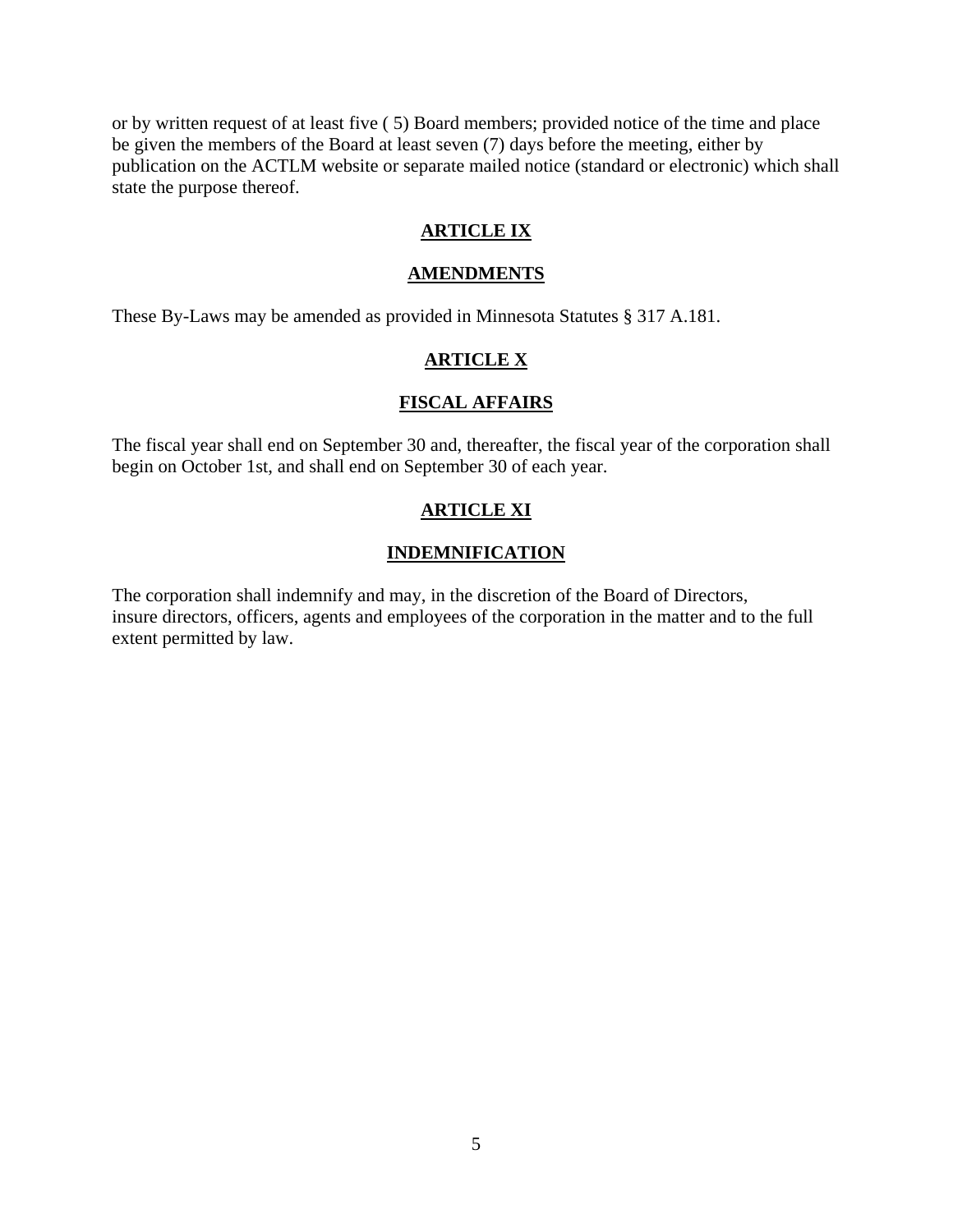or by written request of at least five ( 5) Board members; provided notice of the time and place be given the members of the Board at least seven (7) days before the meeting, either by publication on the ACTLM website or separate mailed notice (standard or electronic) which shall state the purpose thereof.

## ARTICLE IX

## AMENDMENTS

These By-Laws may be amended as provided in Minnesota Statutes § 317 A.181.

## ARTICLE X

## FISCAL AFFAIRS

The fiscal year shall end on September 30 and, thereafter, the fiscal year of the corporation shall begin on October 1st, and shall end on September 30 of each year.

## ARTICLE XI

## INDEMNIFICATION

The corporation shall indemnify and may, in the discretion of the Board of Directors, insure directors, officers, agents and employees of the corporation in the matter and to the full extent permitted by law.